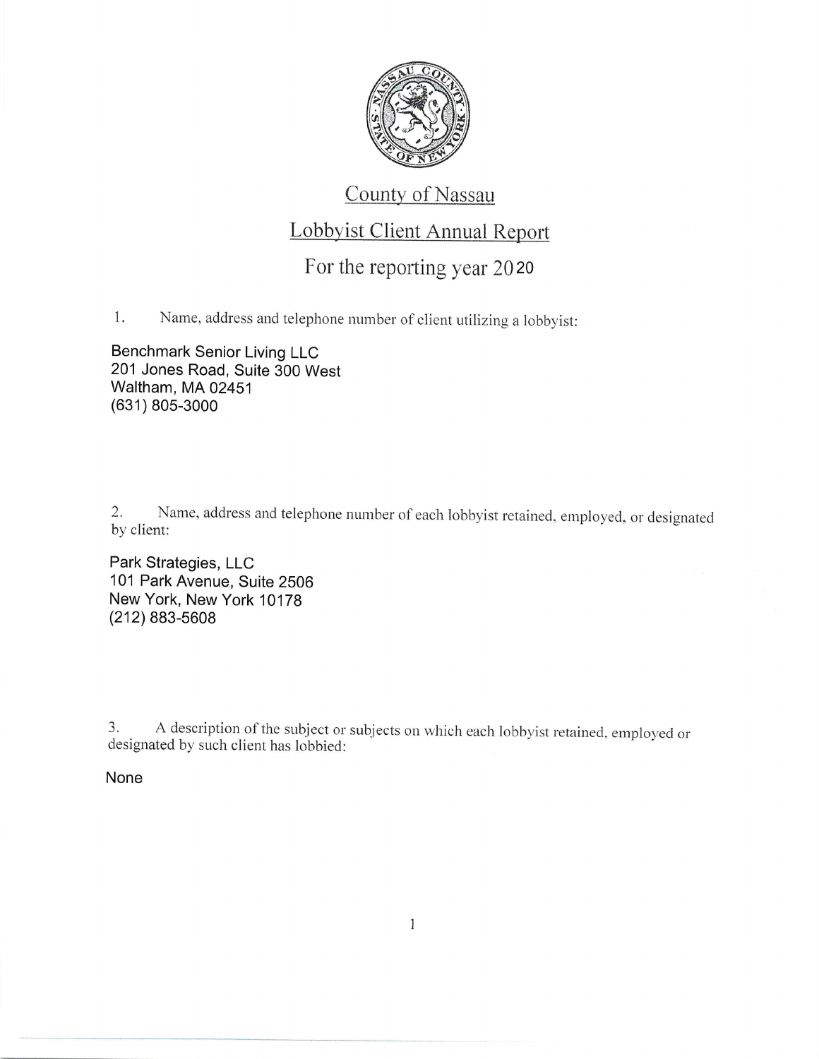# County of Nassau

## Lobbyist Client Annual Report

### For the reporting year 2020

1. Name, address and telephone number of client utilizing a lobbyist:

Benchmark Senior Living LLC
201 Jones Road, Suite 300 West
Waltham, MA 02451
(631) 805-3000

2. Name, address and telephone number of each lobbyist retained, employed, or designated by client:

Park Strategies, LLC
101 Park Avenue, Suite 2506
New York, New York 10178
(212) 883-5608

3. A description of the subject or subjects on which each lobbyist retained, employed or designated by such client has lobbied:

None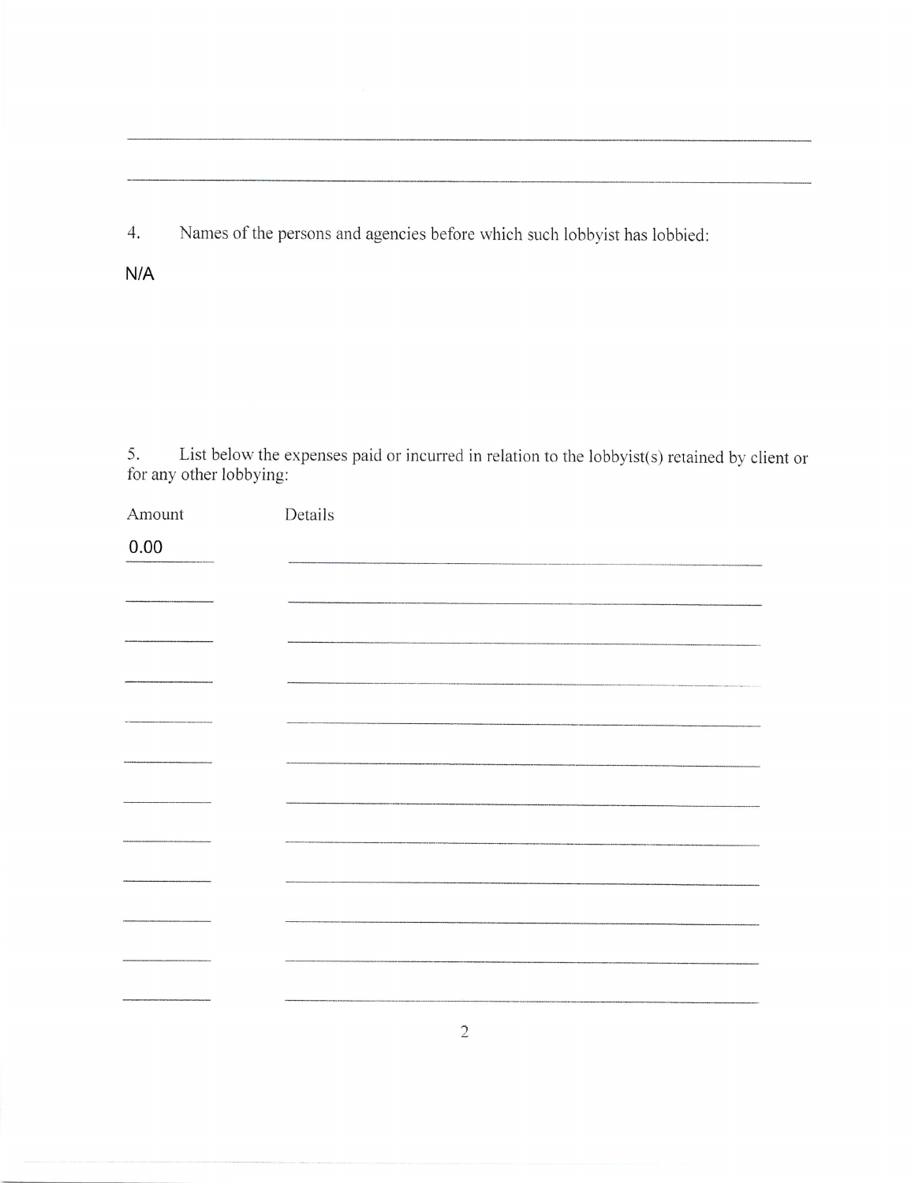4. Names of the persons and agencies before which such lobbyist has lobbied:

N/A

5. List below the expenses paid or incurred in relation to the lobbyist(s) retained by client or for any other lobbying:

| Amount | Details |
| --- | --- |
| 0.00 | |
| | |
| | |
| | |
| | |
| | |
| | |
| | |
| | |
| | |
| | |
| | |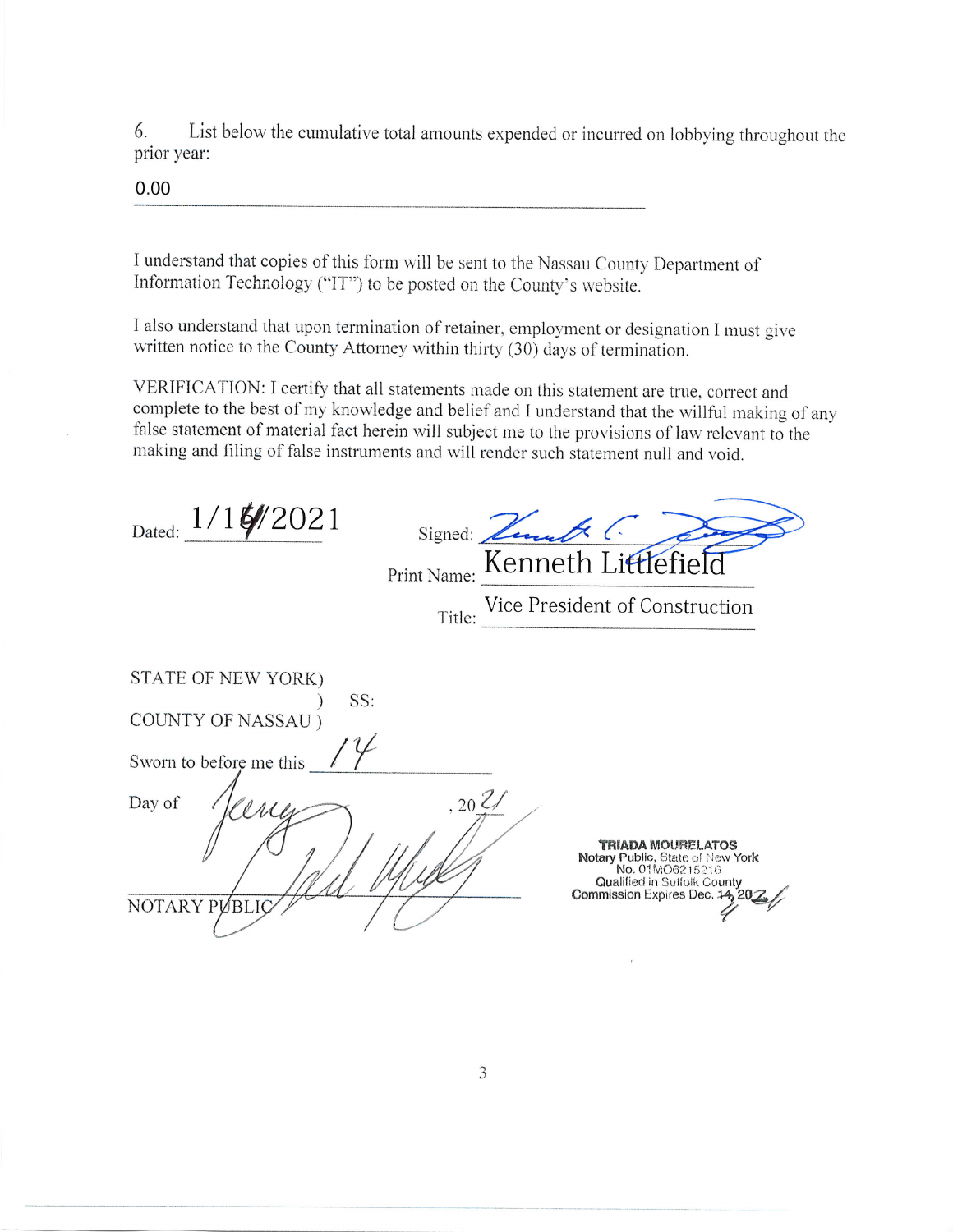6. List below the cumulative total amounts expended or incurred on lobbying throughout the prior year:

0.00

I understand that copies of this form will be sent to the Nassau County Department of Information Technology ("IT") to be posted on the County's website.

I also understand that upon termination of retainer, employment or designation I must give written notice to the County Attorney within thirty (30) days of termination.

VERIFICATION: I certify that all statements made on this statement are true, correct and complete to the best of my knowledge and belief and I understand that the willful making of any false statement of material fact herein will subject me to the provisions of law relevant to the making and filing of false instruments and will render such statement null and void.

Dated: 1/14/2021

Signed: Kenneth C. Littlefield

Print Name: Kenneth Littlefield

Title: Vice President of Construction

STATE OF NEW YORK)
) SS:
COUNTY OF NASSAU )

Sworn to before me this 14

Day of Jan, 2021

NOTARY PUBLIC

TRIADA MOURELATOS
Notary Public, State of New York
No. 01MO6215216
Qualified in Suffolk County
Commission Expires Dec. 14, 2024